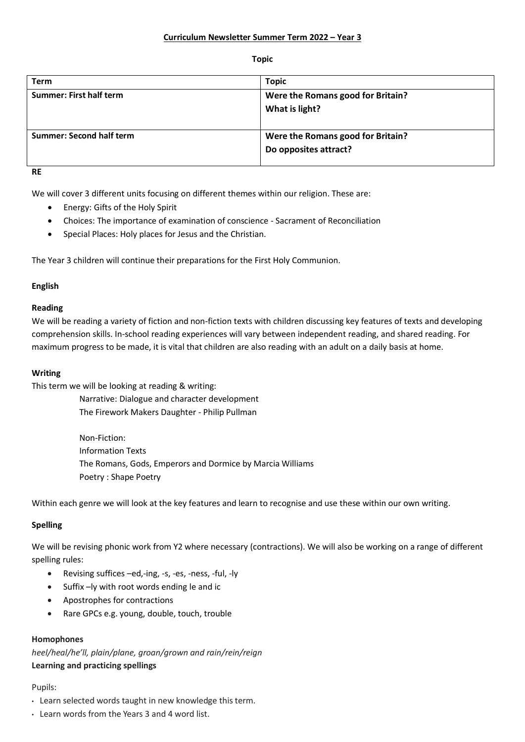# Curriculum Newsletter Summer Term 2022 – Year 3

## Topic

| Term | Topic |
|---|---|
| **Summer: First half term** | **Were the Romans good for Britain?**<br>**What is light?** |
| **Summer: Second half term** | **Were the Romans good for Britain?**<br>**Do opposites attract?** |

## RE

We will cover 3 different units focusing on different themes within our religion. These are:

- Energy: Gifts of the Holy Spirit
- Choices: The importance of examination of conscience - Sacrament of Reconciliation
- Special Places: Holy places for Jesus and the Christian.

The Year 3 children will continue their preparations for the First Holy Communion.

## English

### Reading

We will be reading a variety of fiction and non-fiction texts with children discussing key features of texts and developing comprehension skills. In-school reading experiences will vary between independent reading, and shared reading. For maximum progress to be made, it is vital that children are also reading with an adult on a daily basis at home.

### Writing

This term we will be looking at reading & writing:

Narrative: Dialogue and character development
The Firework Makers Daughter - Philip Pullman

Non-Fiction:
Information Texts
The Romans, Gods, Emperors and Dormice by Marcia Williams
Poetry : Shape Poetry

Within each genre we will look at the key features and learn to recognise and use these within our own writing.

### Spelling

We will be revising phonic work from Y2 where necessary (contractions). We will also be working on a range of different spelling rules:

- Revising suffices –ed,-ing, -s, -es, -ness, -ful, -ly
- Suffix –ly with root words ending le and ic
- Apostrophes for contractions
- Rare GPCs e.g. young, double, touch, trouble

### Homophones

*heel/heal/he'll, plain/plane, groan/grown and rain/rein/reign*

**Learning and practicing spellings**

Pupils:

- Learn selected words taught in new knowledge this term.
- Learn words from the Years 3 and 4 word list.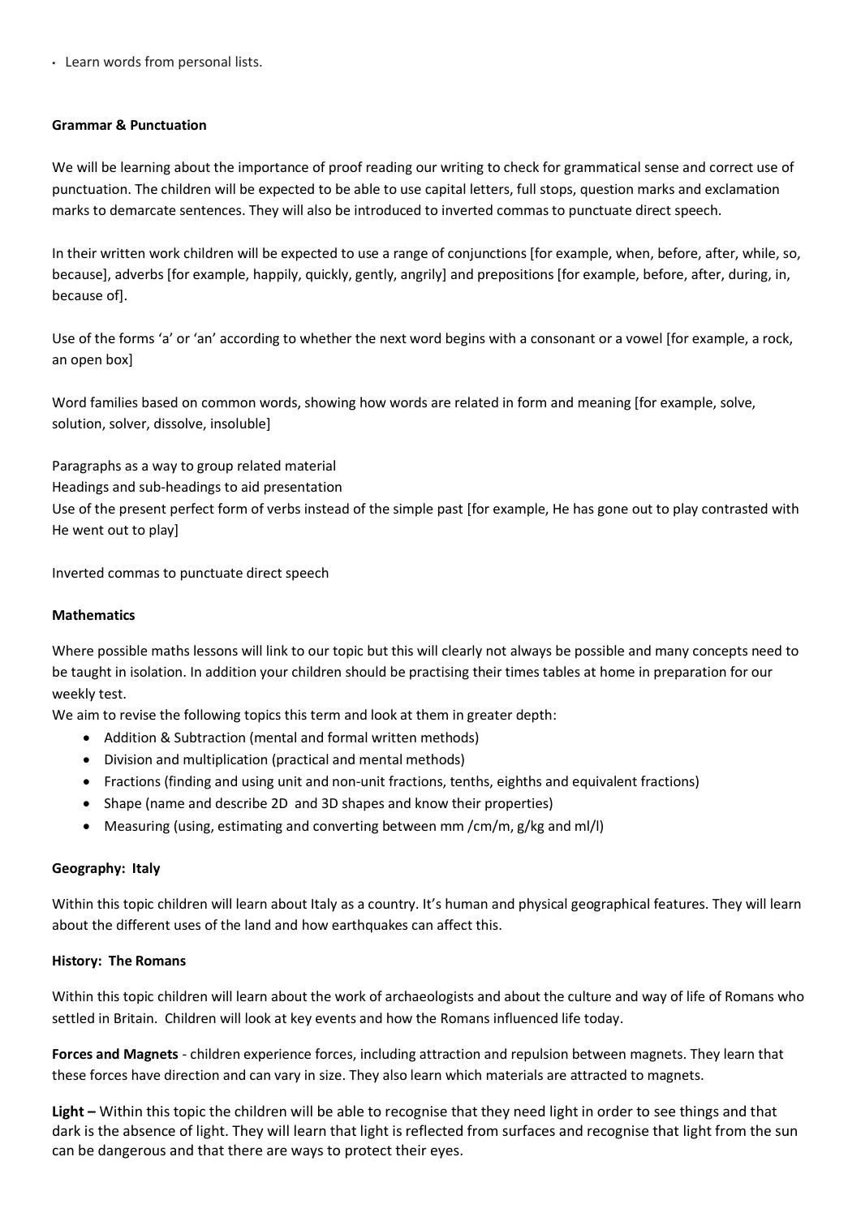- Learn words from personal lists.

**Grammar & Punctuation**

We will be learning about the importance of proof reading our writing to check for grammatical sense and correct use of punctuation. The children will be expected to be able to use capital letters, full stops, question marks and exclamation marks to demarcate sentences. They will also be introduced to inverted commas to punctuate direct speech.

In their written work children will be expected to use a range of conjunctions [for example, when, before, after, while, so, because], adverbs [for example, happily, quickly, gently, angrily] and prepositions [for example, before, after, during, in, because of].

Use of the forms 'a' or 'an' according to whether the next word begins with a consonant or a vowel [for example, a rock, an open box]

Word families based on common words, showing how words are related in form and meaning [for example, solve, solution, solver, dissolve, insoluble]

Paragraphs as a way to group related material
Headings and sub-headings to aid presentation
Use of the present perfect form of verbs instead of the simple past [for example, He has gone out to play contrasted with He went out to play]

Inverted commas to punctuate direct speech

**Mathematics**

Where possible maths lessons will link to our topic but this will clearly not always be possible and many concepts need to be taught in isolation. In addition your children should be practising their times tables at home in preparation for our weekly test.
We aim to revise the following topics this term and look at them in greater depth:

- Addition & Subtraction (mental and formal written methods)
- Division and multiplication (practical and mental methods)
- Fractions (finding and using unit and non-unit fractions, tenths, eighths and equivalent fractions)
- Shape (name and describe 2D and 3D shapes and know their properties)
- Measuring (using, estimating and converting between mm /cm/m, g/kg and ml/l)

**Geography: Italy**

Within this topic children will learn about Italy as a country. It's human and physical geographical features. They will learn about the different uses of the land and how earthquakes can affect this.

**History: The Romans**

Within this topic children will learn about the work of archaeologists and about the culture and way of life of Romans who settled in Britain. Children will look at key events and how the Romans influenced life today.

**Forces and Magnets** - children experience forces, including attraction and repulsion between magnets. They learn that these forces have direction and can vary in size. They also learn which materials are attracted to magnets.

**Light –** Within this topic the children will be able to recognise that they need light in order to see things and that dark is the absence of light. They will learn that light is reflected from surfaces and recognise that light from the sun can be dangerous and that there are ways to protect their eyes.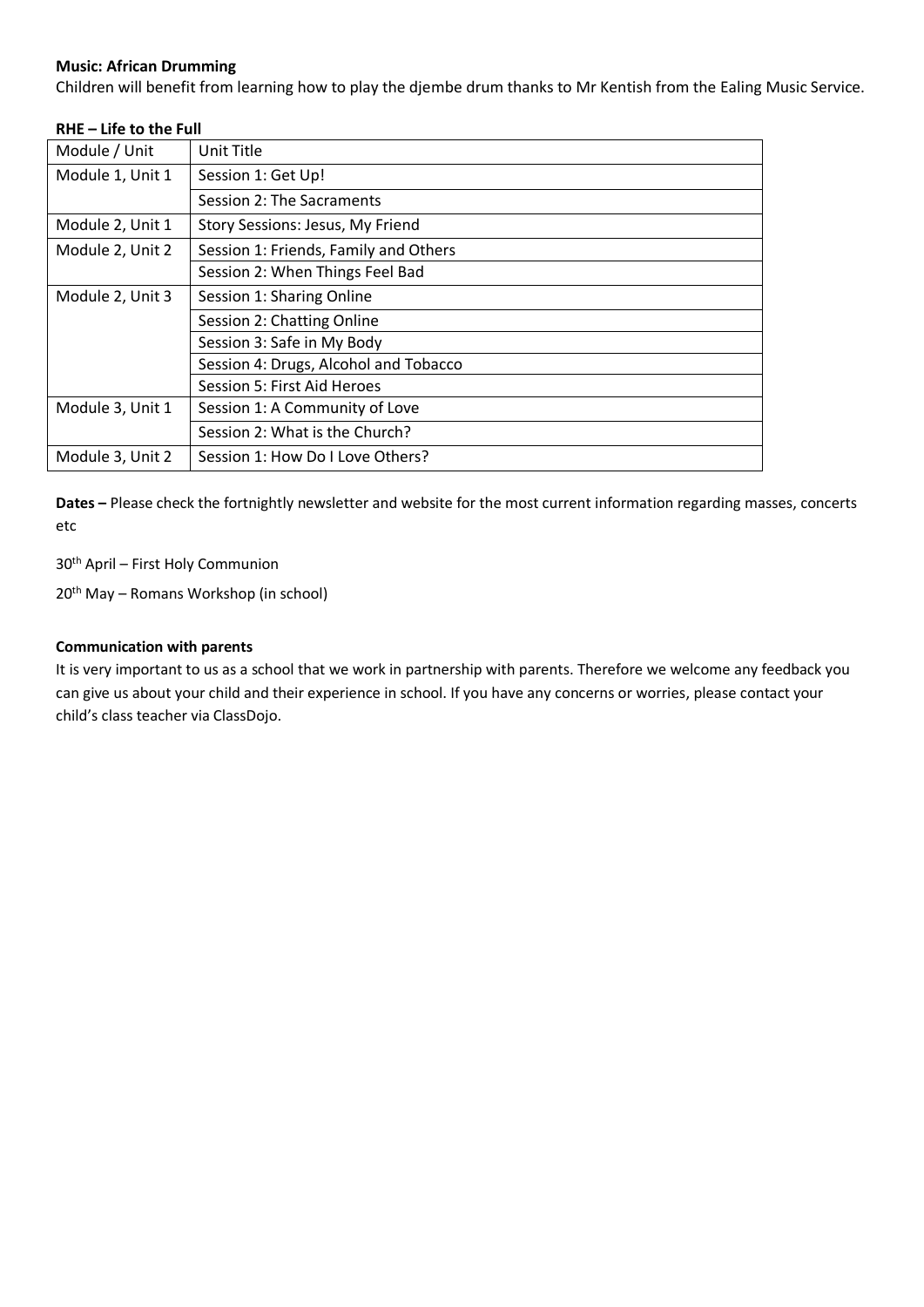**Music: African Drumming**

Children will benefit from learning how to play the djembe drum thanks to Mr Kentish from the Ealing Music Service.

**RHE – Life to the Full**

| Module / Unit | Unit Title |
|---|---|
| Module 1, Unit 1 | Session 1: Get Up! |
| | Session 2: The Sacraments |
| Module 2, Unit 1 | Story Sessions: Jesus, My Friend |
| Module 2, Unit 2 | Session 1: Friends, Family and Others |
| | Session 2: When Things Feel Bad |
| Module 2, Unit 3 | Session 1: Sharing Online |
| | Session 2: Chatting Online |
| | Session 3: Safe in My Body |
| | Session 4: Drugs, Alcohol and Tobacco |
| | Session 5: First Aid Heroes |
| Module 3, Unit 1 | Session 1: A Community of Love |
| | Session 2: What is the Church? |
| Module 3, Unit 2 | Session 1: How Do I Love Others? |

**Dates –** Please check the fortnightly newsletter and website for the most current information regarding masses, concerts etc

30th April – First Holy Communion

20th May – Romans Workshop (in school)

**Communication with parents**

It is very important to us as a school that we work in partnership with parents. Therefore we welcome any feedback you can give us about your child and their experience in school. If you have any concerns or worries, please contact your child's class teacher via ClassDojo.